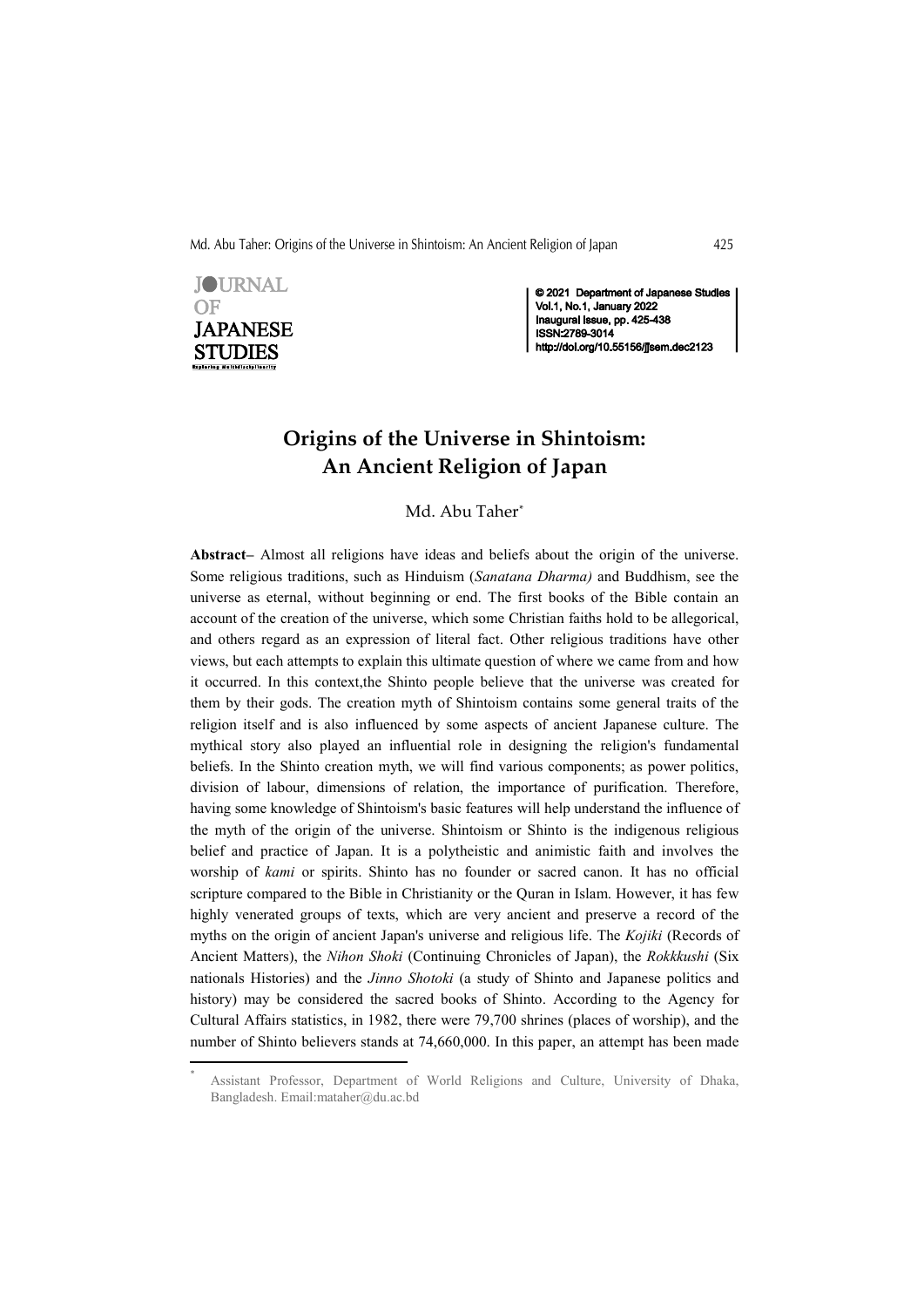JOURNAL OF JAPANESE STUDIES

© 2021 Department of Japanese Studies
Vol.1, No.1, January 2022
Inaugural Issue, pp. 425-438
ISSN:2789-3014
http://doi.org/10.55156/jjsem.dec2123

# Origins of the Universe in Shintoism: An Ancient Religion of Japan

Md. Abu Taher*

**Abstract–** Almost all religions have ideas and beliefs about the origin of the universe. Some religious traditions, such as Hinduism (*Sanatana Dharma)* and Buddhism, see the universe as eternal, without beginning or end. The first books of the Bible contain an account of the creation of the universe, which some Christian faiths hold to be allegorical, and others regard as an expression of literal fact. Other religious traditions have other views, but each attempts to explain this ultimate question of where we came from and how it occurred. In this context,the Shinto people believe that the universe was created for them by their gods. The creation myth of Shintoism contains some general traits of the religion itself and is also influenced by some aspects of ancient Japanese culture. The mythical story also played an influential role in designing the religion's fundamental beliefs. In the Shinto creation myth, we will find various components; as power politics, division of labour, dimensions of relation, the importance of purification. Therefore, having some knowledge of Shintoism's basic features will help understand the influence of the myth of the origin of the universe. Shintoism or Shinto is the indigenous religious belief and practice of Japan. It is a polytheistic and animistic faith and involves the worship of *kami* or spirits. Shinto has no founder or sacred canon. It has no official scripture compared to the Bible in Christianity or the Quran in Islam. However, it has few highly venerated groups of texts, which are very ancient and preserve a record of the myths on the origin of ancient Japan's universe and religious life. The *Kojiki* (Records of Ancient Matters), the *Nihon Shoki* (Continuing Chronicles of Japan), the *Rokkkushi* (Six nationals Histories) and the *Jinno Shotoki* (a study of Shinto and Japanese politics and history) may be considered the sacred books of Shinto. According to the Agency for Cultural Affairs statistics, in 1982, there were 79,700 shrines (places of worship), and the number of Shinto believers stands at 74,660,000. In this paper, an attempt has been made

---

* Assistant Professor, Department of World Religions and Culture, University of Dhaka, Bangladesh. Email:mataher@du.ac.bd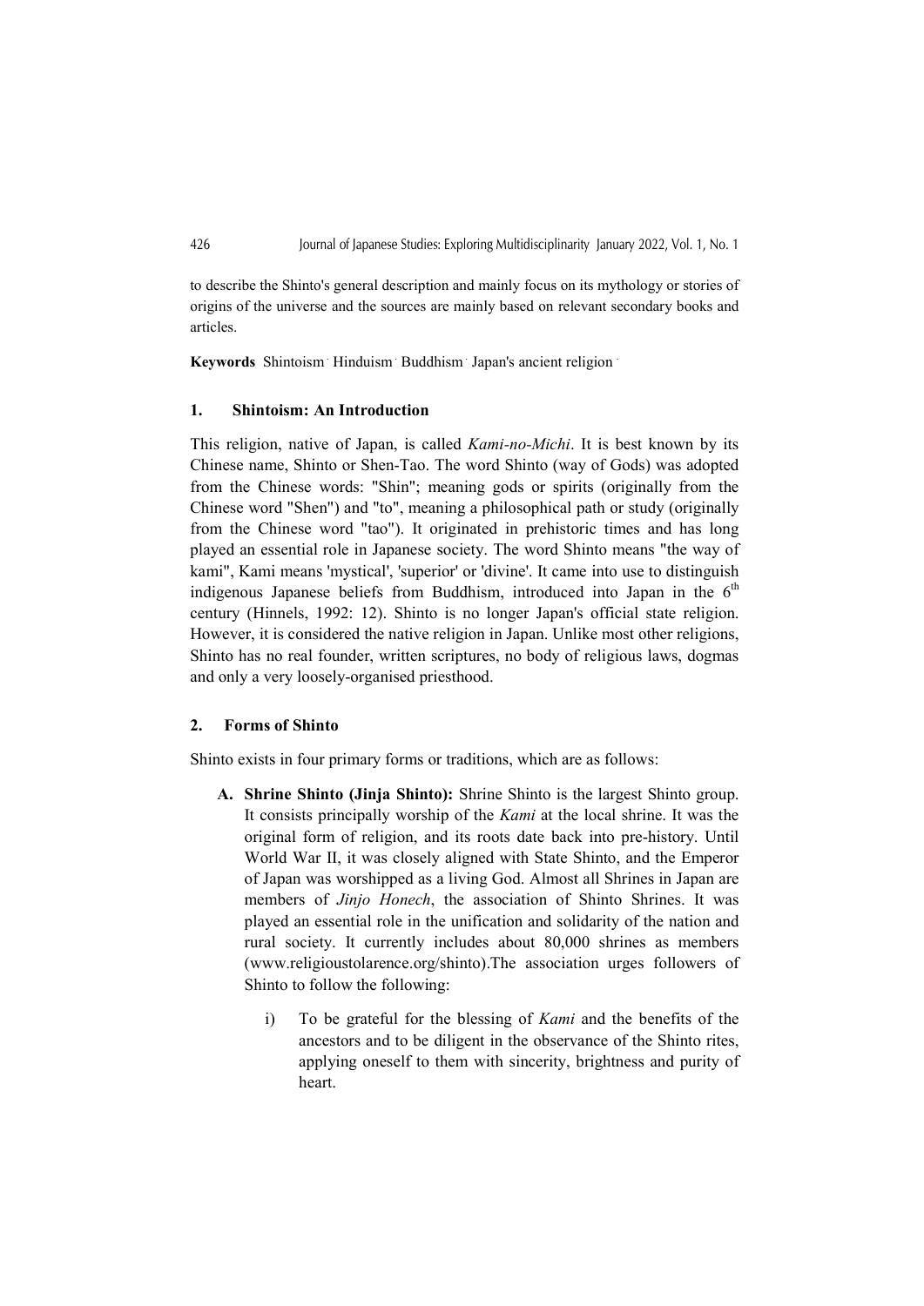to describe the Shinto's general description and mainly focus on its mythology or stories of origins of the universe and the sources are mainly based on relevant secondary books and articles.

**Keywords** Shintoism · Hinduism · Buddhism · Japan's ancient religion ·

## 1. Shintoism: An Introduction

This religion, native of Japan, is called *Kami-no-Michi*. It is best known by its Chinese name, Shinto or Shen-Tao. The word Shinto (way of Gods) was adopted from the Chinese words: "Shin"; meaning gods or spirits (originally from the Chinese word "Shen") and "to", meaning a philosophical path or study (originally from the Chinese word "tao"). It originated in prehistoric times and has long played an essential role in Japanese society. The word Shinto means "the way of kami", Kami means 'mystical', 'superior' or 'divine'. It came into use to distinguish indigenous Japanese beliefs from Buddhism, introduced into Japan in the 6th century (Hinnels, 1992: 12). Shinto is no longer Japan's official state religion. However, it is considered the native religion in Japan. Unlike most other religions, Shinto has no real founder, written scriptures, no body of religious laws, dogmas and only a very loosely-organised priesthood.

## 2. Forms of Shinto

Shinto exists in four primary forms or traditions, which are as follows:

- **A. Shrine Shinto (Jinja Shinto):** Shrine Shinto is the largest Shinto group. It consists principally worship of the *Kami* at the local shrine. It was the original form of religion, and its roots date back into pre-history. Until World War II, it was closely aligned with State Shinto, and the Emperor of Japan was worshipped as a living God. Almost all Shrines in Japan are members of *Jinjo Honech*, the association of Shinto Shrines. It was played an essential role in the unification and solidarity of the nation and rural society. It currently includes about 80,000 shrines as members (www.religioustolarence.org/shinto).The association urges followers of Shinto to follow the following:

    i) To be grateful for the blessing of *Kami* and the benefits of the ancestors and to be diligent in the observance of the Shinto rites, applying oneself to them with sincerity, brightness and purity of heart.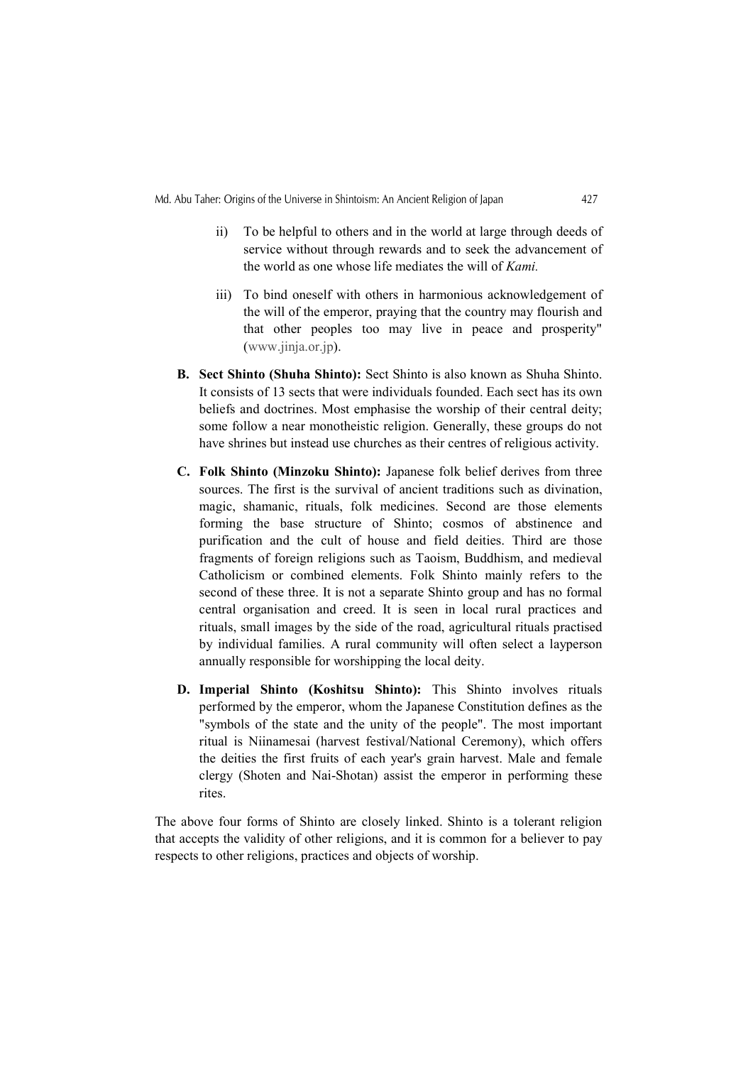ii) To be helpful to others and in the world at large through deeds of service without through rewards and to seek the advancement of the world as one whose life mediates the will of *Kami.*

iii) To bind oneself with others in harmonious acknowledgement of the will of the emperor, praying that the country may flourish and that other peoples too may live in peace and prosperity" (www.jinja.or.jp).

**B. Sect Shinto (Shuha Shinto):** Sect Shinto is also known as Shuha Shinto. It consists of 13 sects that were individuals founded. Each sect has its own beliefs and doctrines. Most emphasise the worship of their central deity; some follow a near monotheistic religion. Generally, these groups do not have shrines but instead use churches as their centres of religious activity.

**C. Folk Shinto (Minzoku Shinto):** Japanese folk belief derives from three sources. The first is the survival of ancient traditions such as divination, magic, shamanic, rituals, folk medicines. Second are those elements forming the base structure of Shinto; cosmos of abstinence and purification and the cult of house and field deities. Third are those fragments of foreign religions such as Taoism, Buddhism, and medieval Catholicism or combined elements. Folk Shinto mainly refers to the second of these three. It is not a separate Shinto group and has no formal central organisation and creed. It is seen in local rural practices and rituals, small images by the side of the road, agricultural rituals practised by individual families. A rural community will often select a layperson annually responsible for worshipping the local deity.

**D. Imperial Shinto (Koshitsu Shinto):** This Shinto involves rituals performed by the emperor, whom the Japanese Constitution defines as the "symbols of the state and the unity of the people". The most important ritual is Niinamesai (harvest festival/National Ceremony), which offers the deities the first fruits of each year's grain harvest. Male and female clergy (Shoten and Nai-Shotan) assist the emperor in performing these rites.

The above four forms of Shinto are closely linked. Shinto is a tolerant religion that accepts the validity of other religions, and it is common for a believer to pay respects to other religions, practices and objects of worship.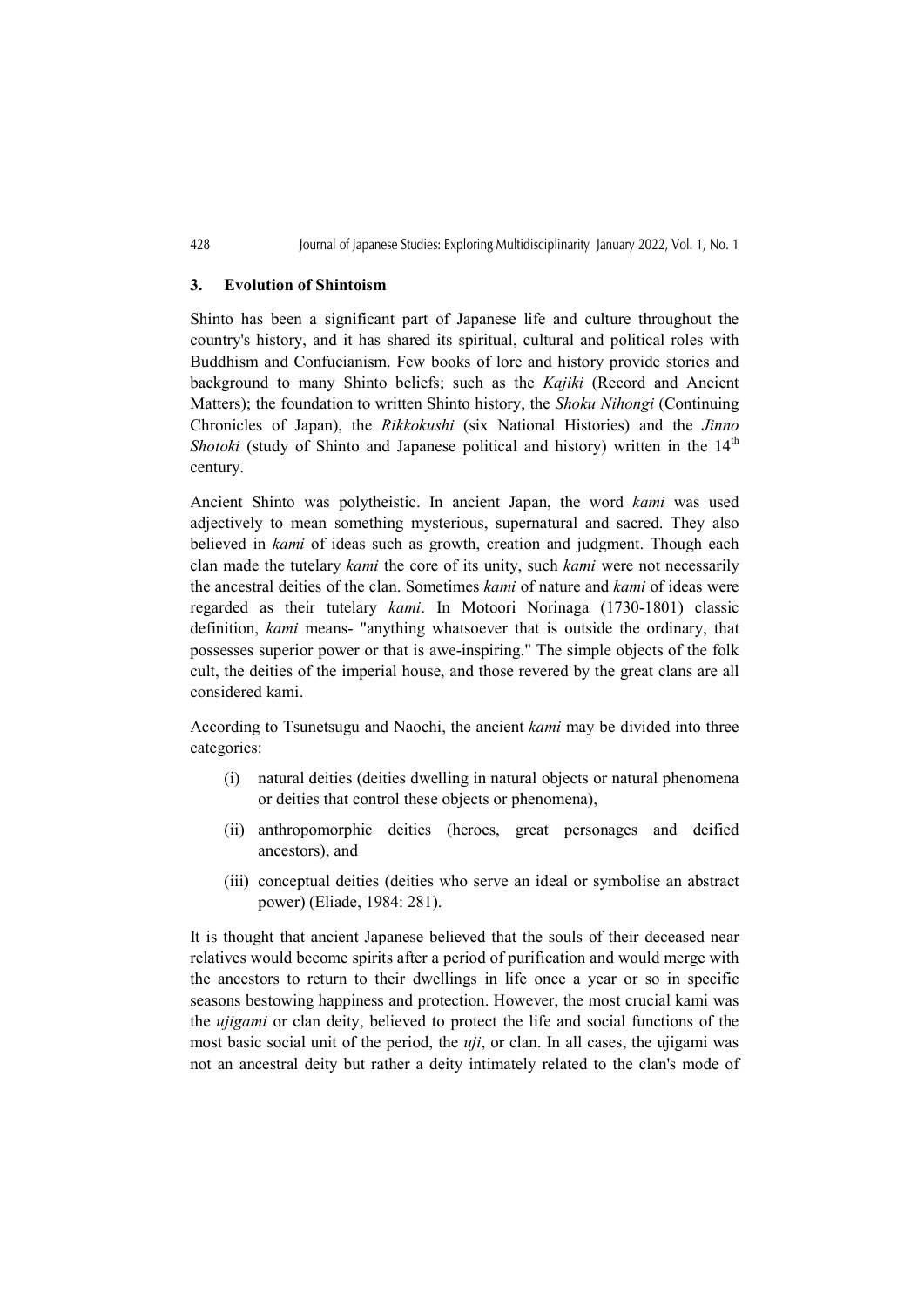## 3. Evolution of Shintoism

Shinto has been a significant part of Japanese life and culture throughout the country's history, and it has shared its spiritual, cultural and political roles with Buddhism and Confucianism. Few books of lore and history provide stories and background to many Shinto beliefs; such as the *Kajiki* (Record and Ancient Matters); the foundation to written Shinto history, the *Shoku Nihongi* (Continuing Chronicles of Japan), the *Rikkokushi* (six National Histories) and the *Jinno Shotoki* (study of Shinto and Japanese political and history) written in the 14th century.

Ancient Shinto was polytheistic. In ancient Japan, the word *kami* was used adjectively to mean something mysterious, supernatural and sacred. They also believed in *kami* of ideas such as growth, creation and judgment. Though each clan made the tutelary *kami* the core of its unity, such *kami* were not necessarily the ancestral deities of the clan. Sometimes *kami* of nature and *kami* of ideas were regarded as their tutelary *kami*. In Motoori Norinaga (1730-1801) classic definition, *kami* means- "anything whatsoever that is outside the ordinary, that possesses superior power or that is awe-inspiring." The simple objects of the folk cult, the deities of the imperial house, and those revered by the great clans are all considered kami.

According to Tsunetsugu and Naochi, the ancient *kami* may be divided into three categories:

(i) natural deities (deities dwelling in natural objects or natural phenomena or deities that control these objects or phenomena),

(ii) anthropomorphic deities (heroes, great personages and deified ancestors), and

(iii) conceptual deities (deities who serve an ideal or symbolise an abstract power) (Eliade, 1984: 281).

It is thought that ancient Japanese believed that the souls of their deceased near relatives would become spirits after a period of purification and would merge with the ancestors to return to their dwellings in life once a year or so in specific seasons bestowing happiness and protection. However, the most crucial kami was the *ujigami* or clan deity, believed to protect the life and social functions of the most basic social unit of the period, the *uji*, or clan. In all cases, the ujigami was not an ancestral deity but rather a deity intimately related to the clan's mode of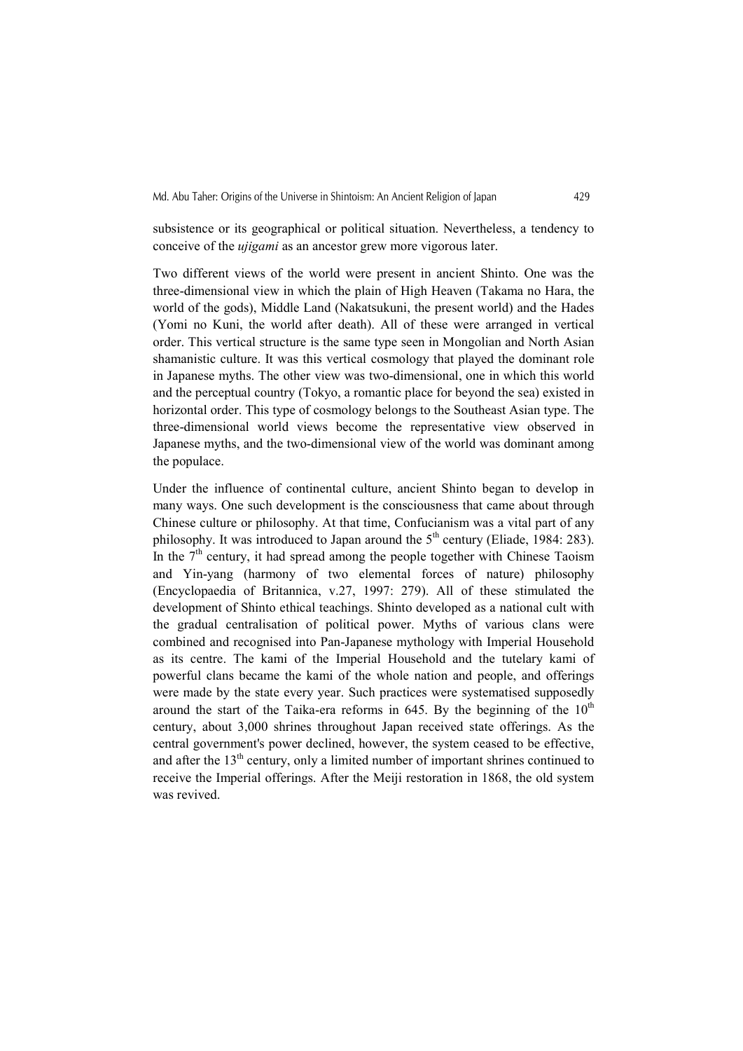subsistence or its geographical or political situation. Nevertheless, a tendency to conceive of the *ujigami* as an ancestor grew more vigorous later.

Two different views of the world were present in ancient Shinto. One was the three-dimensional view in which the plain of High Heaven (Takama no Hara, the world of the gods), Middle Land (Nakatsukuni, the present world) and the Hades (Yomi no Kuni, the world after death). All of these were arranged in vertical order. This vertical structure is the same type seen in Mongolian and North Asian shamanistic culture. It was this vertical cosmology that played the dominant role in Japanese myths. The other view was two-dimensional, one in which this world and the perceptual country (Tokyo, a romantic place for beyond the sea) existed in horizontal order. This type of cosmology belongs to the Southeast Asian type. The three-dimensional world views become the representative view observed in Japanese myths, and the two-dimensional view of the world was dominant among the populace.

Under the influence of continental culture, ancient Shinto began to develop in many ways. One such development is the consciousness that came about through Chinese culture or philosophy. At that time, Confucianism was a vital part of any philosophy. It was introduced to Japan around the 5th century (Eliade, 1984: 283). In the 7th century, it had spread among the people together with Chinese Taoism and Yin-yang (harmony of two elemental forces of nature) philosophy (Encyclopaedia of Britannica, v.27, 1997: 279). All of these stimulated the development of Shinto ethical teachings. Shinto developed as a national cult with the gradual centralisation of political power. Myths of various clans were combined and recognised into Pan-Japanese mythology with Imperial Household as its centre. The kami of the Imperial Household and the tutelary kami of powerful clans became the kami of the whole nation and people, and offerings were made by the state every year. Such practices were systematised supposedly around the start of the Taika-era reforms in 645. By the beginning of the 10th century, about 3,000 shrines throughout Japan received state offerings. As the central government's power declined, however, the system ceased to be effective, and after the 13th century, only a limited number of important shrines continued to receive the Imperial offerings. After the Meiji restoration in 1868, the old system was revived.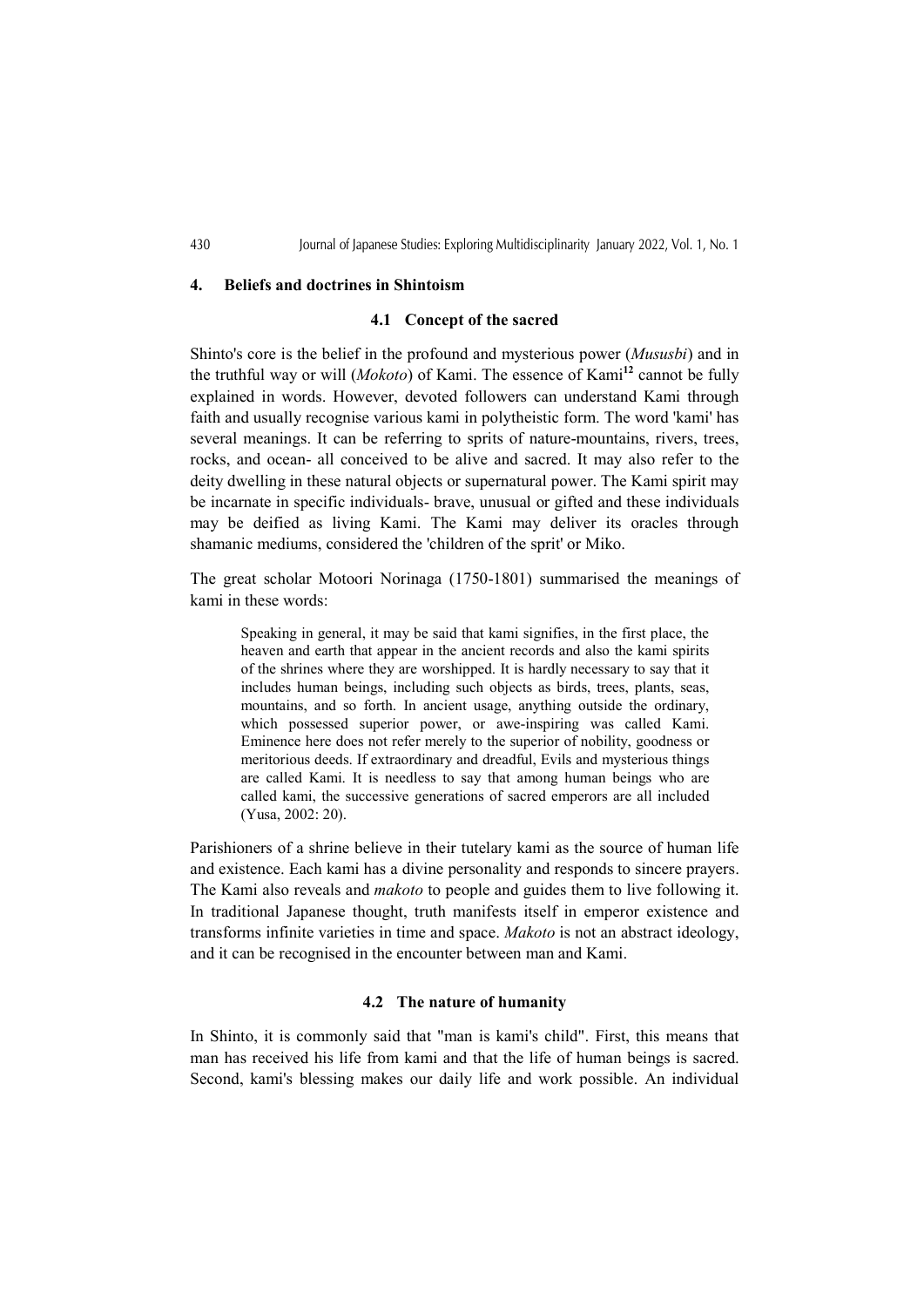## 4. Beliefs and doctrines in Shintoism

### 4.1 Concept of the sacred

Shinto's core is the belief in the profound and mysterious power (*Mususbi*) and in the truthful way or will (*Mokoto*) of Kami. The essence of Kami[12] cannot be fully explained in words. However, devoted followers can understand Kami through faith and usually recognise various kami in polytheistic form. The word 'kami' has several meanings. It can be referring to sprits of nature-mountains, rivers, trees, rocks, and ocean- all conceived to be alive and sacred. It may also refer to the deity dwelling in these natural objects or supernatural power. The Kami spirit may be incarnate in specific individuals- brave, unusual or gifted and these individuals may be deified as living Kami. The Kami may deliver its oracles through shamanic mediums, considered the 'children of the sprit' or Miko.

The great scholar Motoori Norinaga (1750-1801) summarised the meanings of kami in these words:

> Speaking in general, it may be said that kami signifies, in the first place, the heaven and earth that appear in the ancient records and also the kami spirits of the shrines where they are worshipped. It is hardly necessary to say that it includes human beings, including such objects as birds, trees, plants, seas, mountains, and so forth. In ancient usage, anything outside the ordinary, which possessed superior power, or awe-inspiring was called Kami. Eminence here does not refer merely to the superior of nobility, goodness or meritorious deeds. If extraordinary and dreadful, Evils and mysterious things are called Kami. It is needless to say that among human beings who are called kami, the successive generations of sacred emperors are all included (Yusa, 2002: 20).

Parishioners of a shrine believe in their tutelary kami as the source of human life and existence. Each kami has a divine personality and responds to sincere prayers. The Kami also reveals and *makoto* to people and guides them to live following it. In traditional Japanese thought, truth manifests itself in emperor existence and transforms infinite varieties in time and space. *Makoto* is not an abstract ideology, and it can be recognised in the encounter between man and Kami.

### 4.2 The nature of humanity

In Shinto, it is commonly said that "man is kami's child". First, this means that man has received his life from kami and that the life of human beings is sacred. Second, kami's blessing makes our daily life and work possible. An individual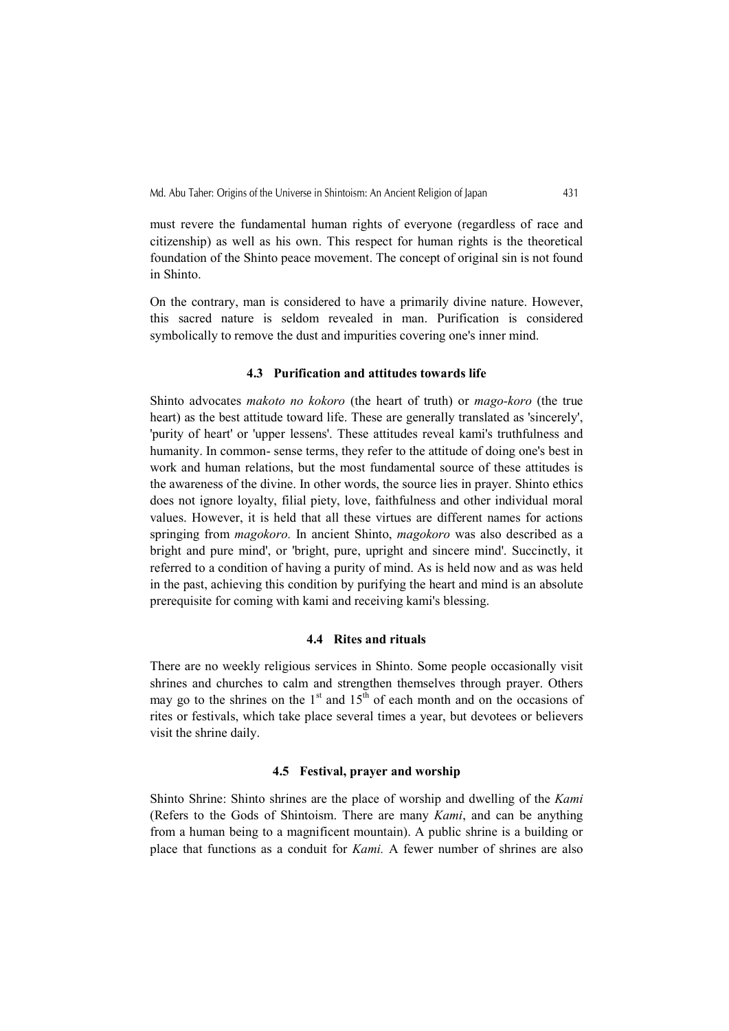must revere the fundamental human rights of everyone (regardless of race and citizenship) as well as his own. This respect for human rights is the theoretical foundation of the Shinto peace movement. The concept of original sin is not found in Shinto.

On the contrary, man is considered to have a primarily divine nature. However, this sacred nature is seldom revealed in man. Purification is considered symbolically to remove the dust and impurities covering one's inner mind.

### 4.3 Purification and attitudes towards life

Shinto advocates *makoto no kokoro* (the heart of truth) or *mago-koro* (the true heart) as the best attitude toward life. These are generally translated as 'sincerely', 'purity of heart' or 'upper lessens'. These attitudes reveal kami's truthfulness and humanity. In common- sense terms, they refer to the attitude of doing one's best in work and human relations, but the most fundamental source of these attitudes is the awareness of the divine. In other words, the source lies in prayer. Shinto ethics does not ignore loyalty, filial piety, love, faithfulness and other individual moral values. However, it is held that all these virtues are different names for actions springing from *magokoro.* In ancient Shinto, *magokoro* was also described as a bright and pure mind', or 'bright, pure, upright and sincere mind'. Succinctly, it referred to a condition of having a purity of mind. As is held now and as was held in the past, achieving this condition by purifying the heart and mind is an absolute prerequisite for coming with kami and receiving kami's blessing.

### 4.4 Rites and rituals

There are no weekly religious services in Shinto. Some people occasionally visit shrines and churches to calm and strengthen themselves through prayer. Others may go to the shrines on the 1st and 15th of each month and on the occasions of rites or festivals, which take place several times a year, but devotees or believers visit the shrine daily.

### 4.5 Festival, prayer and worship

Shinto Shrine: Shinto shrines are the place of worship and dwelling of the *Kami* (Refers to the Gods of Shintoism. There are many *Kami*, and can be anything from a human being to a magnificent mountain). A public shrine is a building or place that functions as a conduit for *Kami.* A fewer number of shrines are also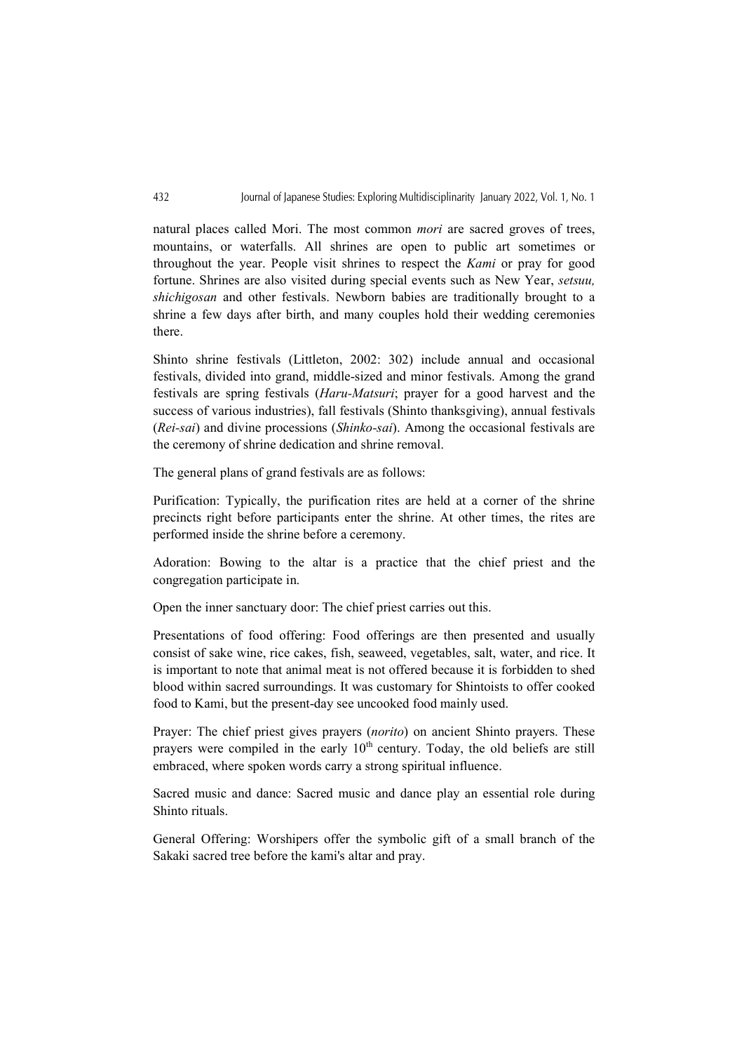natural places called Mori. The most common *mori* are sacred groves of trees, mountains, or waterfalls. All shrines are open to public art sometimes or throughout the year. People visit shrines to respect the *Kami* or pray for good fortune. Shrines are also visited during special events such as New Year, *setsuu, shichigosan* and other festivals. Newborn babies are traditionally brought to a shrine a few days after birth, and many couples hold their wedding ceremonies there.

Shinto shrine festivals (Littleton, 2002: 302) include annual and occasional festivals, divided into grand, middle-sized and minor festivals. Among the grand festivals are spring festivals (*Haru-Matsuri*; prayer for a good harvest and the success of various industries), fall festivals (Shinto thanksgiving), annual festivals (*Rei-sai*) and divine processions (*Shinko-sai*). Among the occasional festivals are the ceremony of shrine dedication and shrine removal.

The general plans of grand festivals are as follows:

Purification: Typically, the purification rites are held at a corner of the shrine precincts right before participants enter the shrine. At other times, the rites are performed inside the shrine before a ceremony.

Adoration: Bowing to the altar is a practice that the chief priest and the congregation participate in.

Open the inner sanctuary door: The chief priest carries out this.

Presentations of food offering: Food offerings are then presented and usually consist of sake wine, rice cakes, fish, seaweed, vegetables, salt, water, and rice. It is important to note that animal meat is not offered because it is forbidden to shed blood within sacred surroundings. It was customary for Shintoists to offer cooked food to Kami, but the present-day see uncooked food mainly used.

Prayer: The chief priest gives prayers (*norito*) on ancient Shinto prayers. These prayers were compiled in the early 10th century. Today, the old beliefs are still embraced, where spoken words carry a strong spiritual influence.

Sacred music and dance: Sacred music and dance play an essential role during Shinto rituals.

General Offering: Worshipers offer the symbolic gift of a small branch of the Sakaki sacred tree before the kami's altar and pray.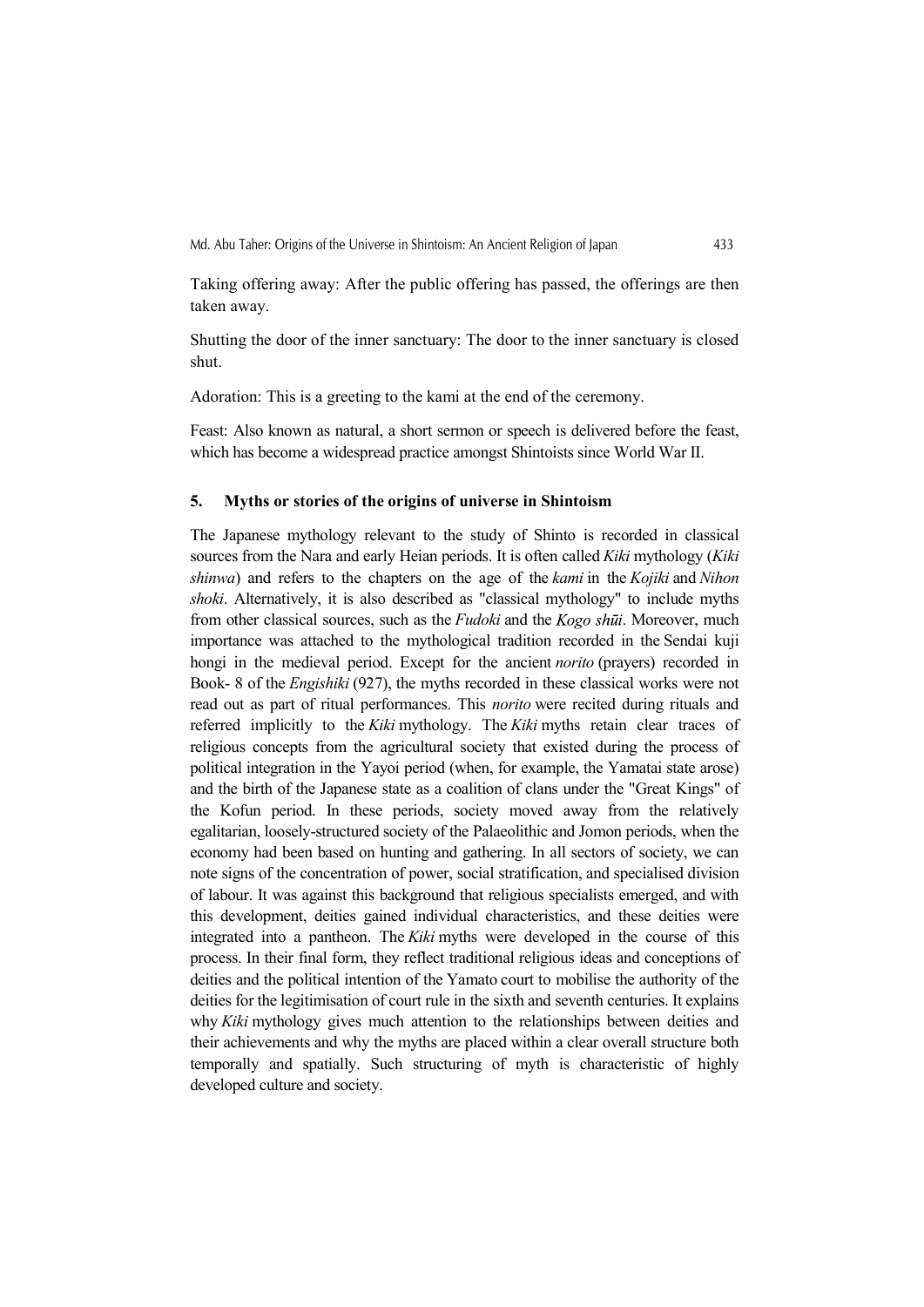Taking offering away: After the public offering has passed, the offerings are then taken away.

Shutting the door of the inner sanctuary: The door to the inner sanctuary is closed shut.

Adoration: This is a greeting to the kami at the end of the ceremony.

Feast: Also known as natural, a short sermon or speech is delivered before the feast, which has become a widespread practice amongst Shintoists since World War II.

## 5. Myths or stories of the origins of universe in Shintoism

The Japanese mythology relevant to the study of Shinto is recorded in classical sources from the Nara and early Heian periods. It is often called *Kiki* mythology (*Kiki shinwa*) and refers to the chapters on the age of the *kami* in the *Kojiki* and *Nihon shoki*. Alternatively, it is also described as "classical mythology" to include myths from other classical sources, such as the *Fudoki* and the *Kogo shūi*. Moreover, much importance was attached to the mythological tradition recorded in the Sendai kuji hongi in the medieval period. Except for the ancient *norito* (prayers) recorded in Book- 8 of the *Engishiki* (927), the myths recorded in these classical works were not read out as part of ritual performances. This *norito* were recited during rituals and referred implicitly to the *Kiki* mythology. The *Kiki* myths retain clear traces of religious concepts from the agricultural society that existed during the process of political integration in the Yayoi period (when, for example, the Yamatai state arose) and the birth of the Japanese state as a coalition of clans under the "Great Kings" of the Kofun period. In these periods, society moved away from the relatively egalitarian, loosely-structured society of the Palaeolithic and Jomon periods, when the economy had been based on hunting and gathering. In all sectors of society, we can note signs of the concentration of power, social stratification, and specialised division of labour. It was against this background that religious specialists emerged, and with this development, deities gained individual characteristics, and these deities were integrated into a pantheon. The *Kiki* myths were developed in the course of this process. In their final form, they reflect traditional religious ideas and conceptions of deities and the political intention of the Yamato court to mobilise the authority of the deities for the legitimisation of court rule in the sixth and seventh centuries. It explains why *Kiki* mythology gives much attention to the relationships between deities and their achievements and why the myths are placed within a clear overall structure both temporally and spatially. Such structuring of myth is characteristic of highly developed culture and society.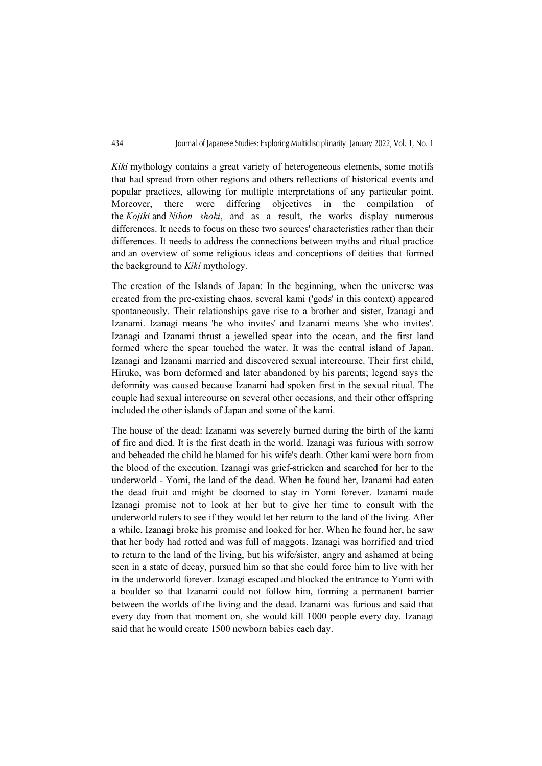*Kiki* mythology contains a great variety of heterogeneous elements, some motifs that had spread from other regions and others reflections of historical events and popular practices, allowing for multiple interpretations of any particular point. Moreover, there were differing objectives in the compilation of the *Kojiki* and *Nihon shoki*, and as a result, the works display numerous differences. It needs to focus on these two sources' characteristics rather than their differences. It needs to address the connections between myths and ritual practice and an overview of some religious ideas and conceptions of deities that formed the background to *Kiki* mythology.

The creation of the Islands of Japan: In the beginning, when the universe was created from the pre-existing chaos, several kami ('gods' in this context) appeared spontaneously. Their relationships gave rise to a brother and sister, Izanagi and Izanami. Izanagi means 'he who invites' and Izanami means 'she who invites'. Izanagi and Izanami thrust a jewelled spear into the ocean, and the first land formed where the spear touched the water. It was the central island of Japan. Izanagi and Izanami married and discovered sexual intercourse. Their first child, Hiruko, was born deformed and later abandoned by his parents; legend says the deformity was caused because Izanami had spoken first in the sexual ritual. The couple had sexual intercourse on several other occasions, and their other offspring included the other islands of Japan and some of the kami.

The house of the dead: Izanami was severely burned during the birth of the kami of fire and died. It is the first death in the world. Izanagi was furious with sorrow and beheaded the child he blamed for his wife's death. Other kami were born from the blood of the execution. Izanagi was grief-stricken and searched for her to the underworld - Yomi, the land of the dead. When he found her, Izanami had eaten the dead fruit and might be doomed to stay in Yomi forever. Izanami made Izanagi promise not to look at her but to give her time to consult with the underworld rulers to see if they would let her return to the land of the living. After a while, Izanagi broke his promise and looked for her. When he found her, he saw that her body had rotted and was full of maggots. Izanagi was horrified and tried to return to the land of the living, but his wife/sister, angry and ashamed at being seen in a state of decay, pursued him so that she could force him to live with her in the underworld forever. Izanagi escaped and blocked the entrance to Yomi with a boulder so that Izanami could not follow him, forming a permanent barrier between the worlds of the living and the dead. Izanami was furious and said that every day from that moment on, she would kill 1000 people every day. Izanagi said that he would create 1500 newborn babies each day.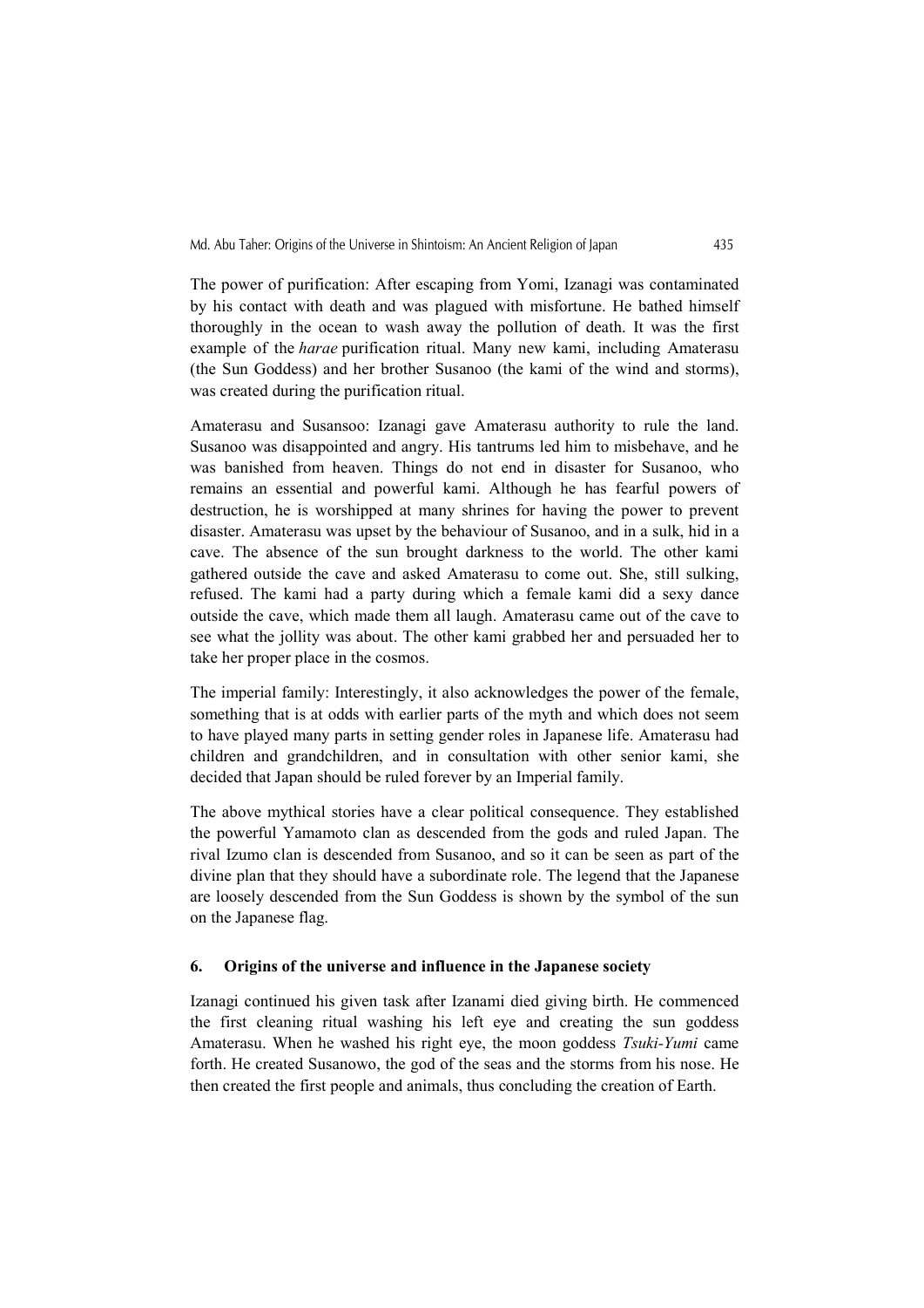The power of purification: After escaping from Yomi, Izanagi was contaminated by his contact with death and was plagued with misfortune. He bathed himself thoroughly in the ocean to wash away the pollution of death. It was the first example of the *harae* purification ritual. Many new kami, including Amaterasu (the Sun Goddess) and her brother Susanoo (the kami of the wind and storms), was created during the purification ritual.

Amaterasu and Susansoo: Izanagi gave Amaterasu authority to rule the land. Susanoo was disappointed and angry. His tantrums led him to misbehave, and he was banished from heaven. Things do not end in disaster for Susanoo, who remains an essential and powerful kami. Although he has fearful powers of destruction, he is worshipped at many shrines for having the power to prevent disaster. Amaterasu was upset by the behaviour of Susanoo, and in a sulk, hid in a cave. The absence of the sun brought darkness to the world. The other kami gathered outside the cave and asked Amaterasu to come out. She, still sulking, refused. The kami had a party during which a female kami did a sexy dance outside the cave, which made them all laugh. Amaterasu came out of the cave to see what the jollity was about. The other kami grabbed her and persuaded her to take her proper place in the cosmos.

The imperial family: Interestingly, it also acknowledges the power of the female, something that is at odds with earlier parts of the myth and which does not seem to have played many parts in setting gender roles in Japanese life. Amaterasu had children and grandchildren, and in consultation with other senior kami, she decided that Japan should be ruled forever by an Imperial family.

The above mythical stories have a clear political consequence. They established the powerful Yamamoto clan as descended from the gods and ruled Japan. The rival Izumo clan is descended from Susanoo, and so it can be seen as part of the divine plan that they should have a subordinate role. The legend that the Japanese are loosely descended from the Sun Goddess is shown by the symbol of the sun on the Japanese flag.

## 6. Origins of the universe and influence in the Japanese society

Izanagi continued his given task after Izanami died giving birth. He commenced the first cleaning ritual washing his left eye and creating the sun goddess Amaterasu. When he washed his right eye, the moon goddess *Tsuki-Yumi* came forth. He created Susanowo, the god of the seas and the storms from his nose. He then created the first people and animals, thus concluding the creation of Earth.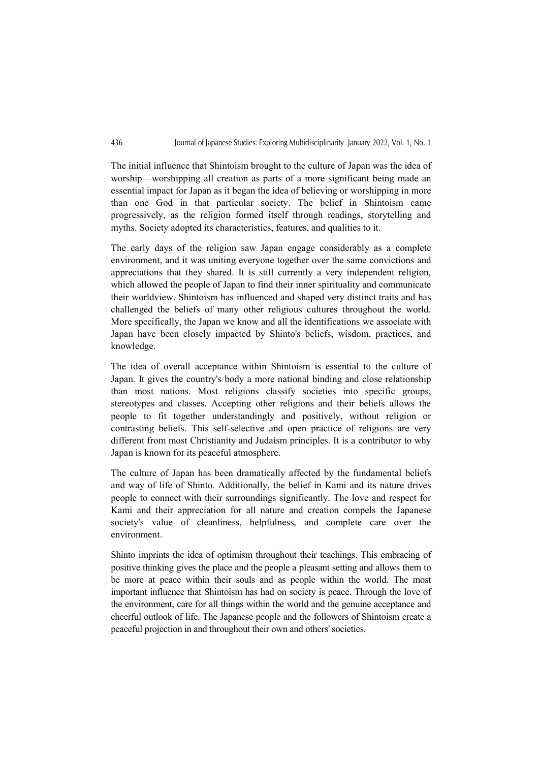The initial influence that Shintoism brought to the culture of Japan was the idea of worship—worshipping all creation as parts of a more significant being made an essential impact for Japan as it began the idea of believing or worshipping in more than one God in that particular society. The belief in Shintoism came progressively, as the religion formed itself through readings, storytelling and myths. Society adopted its characteristics, features, and qualities to it.

The early days of the religion saw Japan engage considerably as a complete environment, and it was uniting everyone together over the same convictions and appreciations that they shared. It is still currently a very independent religion, which allowed the people of Japan to find their inner spirituality and communicate their worldview. Shintoism has influenced and shaped very distinct traits and has challenged the beliefs of many other religious cultures throughout the world. More specifically, the Japan we know and all the identifications we associate with Japan have been closely impacted by Shinto's beliefs, wisdom, practices, and knowledge.

The idea of overall acceptance within Shintoism is essential to the culture of Japan. It gives the country's body a more national binding and close relationship than most nations. Most religions classify societies into specific groups, stereotypes and classes. Accepting other religions and their beliefs allows the people to fit together understandingly and positively, without religion or contrasting beliefs. This self-selective and open practice of religions are very different from most Christianity and Judaism principles. It is a contributor to why Japan is known for its peaceful atmosphere.

The culture of Japan has been dramatically affected by the fundamental beliefs and way of life of Shinto. Additionally, the belief in Kami and its nature drives people to connect with their surroundings significantly. The love and respect for Kami and their appreciation for all nature and creation compels the Japanese society's value of cleanliness, helpfulness, and complete care over the environment.

Shinto imprints the idea of optimism throughout their teachings. This embracing of positive thinking gives the place and the people a pleasant setting and allows them to be more at peace within their souls and as people within the world. The most important influence that Shintoism has had on society is peace. Through the love of the environment, care for all things within the world and the genuine acceptance and cheerful outlook of life. The Japanese people and the followers of Shintoism create a peaceful projection in and throughout their own and others' societies.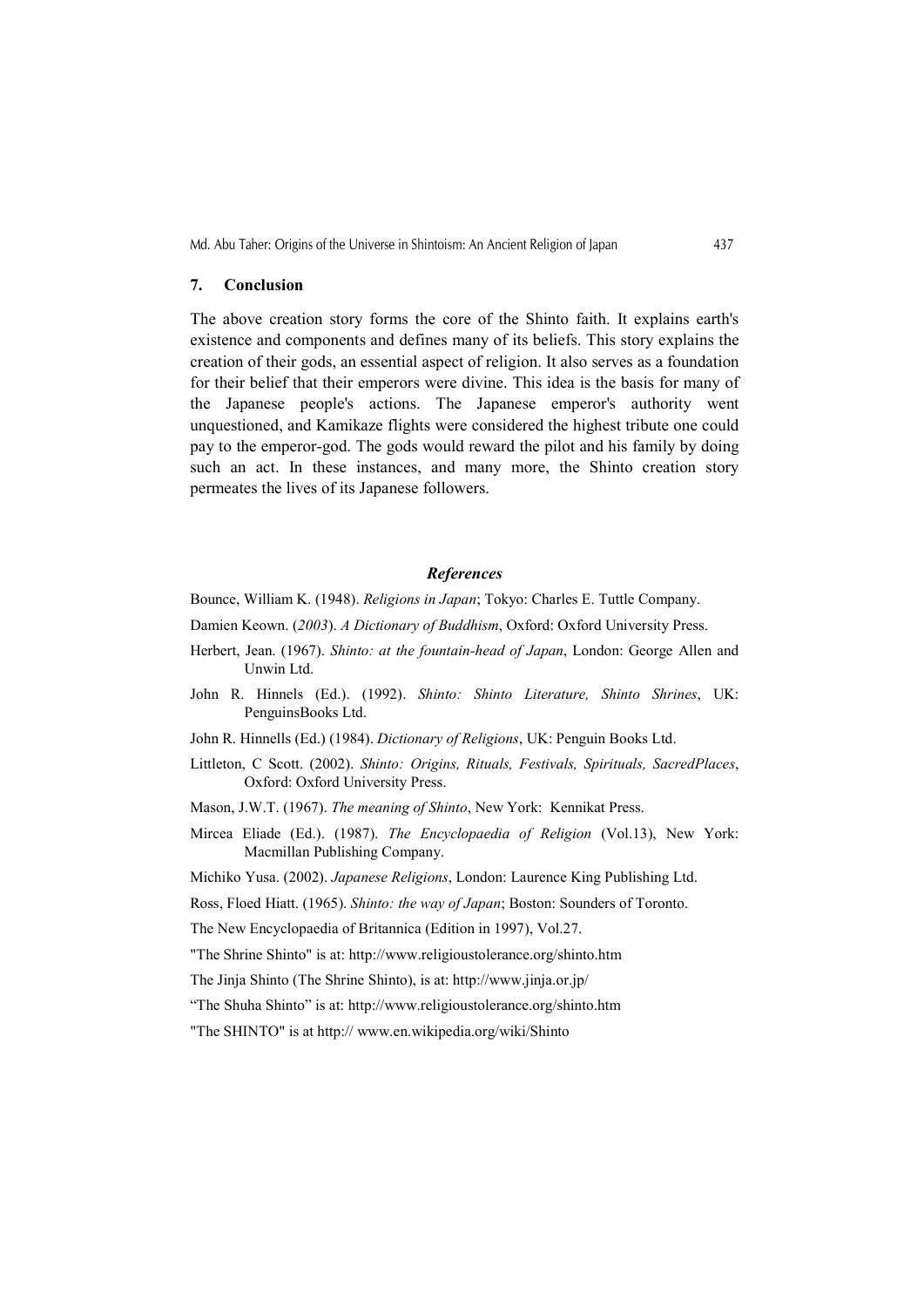## 7. Conclusion

The above creation story forms the core of the Shinto faith. It explains earth's existence and components and defines many of its beliefs. This story explains the creation of their gods, an essential aspect of religion. It also serves as a foundation for their belief that their emperors were divine. This idea is the basis for many of the Japanese people's actions. The Japanese emperor's authority went unquestioned, and Kamikaze flights were considered the highest tribute one could pay to the emperor-god. The gods would reward the pilot and his family by doing such an act. In these instances, and many more, the Shinto creation story permeates the lives of its Japanese followers.

### *References*

Bounce, William K. (1948). *Religions in Japan*; Tokyo: Charles E. Tuttle Company.

Damien Keown. (*2003*). *A Dictionary of Buddhism*, Oxford: Oxford University Press.

Herbert, Jean. (1967). *Shinto: at the fountain-head of Japan*, London: George Allen and Unwin Ltd.

John R. Hinnels (Ed.). (1992). *Shinto: Shinto Literature, Shinto Shrines*, UK: PenguinsBooks Ltd.

John R. Hinnells (Ed.) (1984). *Dictionary of Religions*, UK: Penguin Books Ltd.

Littleton, C Scott. (2002). *Shinto: Origins, Rituals, Festivals, Spirituals, SacredPlaces*, Oxford: Oxford University Press.

Mason, J.W.T. (1967). *The meaning of Shinto*, New York: Kennikat Press.

Mircea Eliade (Ed.). (1987). *The Encyclopaedia of Religion* (Vol.13), New York: Macmillan Publishing Company.

Michiko Yusa. (2002). *Japanese Religions*, London: Laurence King Publishing Ltd.

Ross, Floed Hiatt. (1965). *Shinto: the way of Japan*; Boston: Sounders of Toronto.

The New Encyclopaedia of Britannica (Edition in 1997), Vol.27.

"The Shrine Shinto" is at: http://www.religioustolerance.org/shinto.htm

The Jinja Shinto (The Shrine Shinto), is at: http://www.jinja.or.jp/

"The Shuha Shinto" is at: http://www.religioustolerance.org/shinto.htm

"The SHINTO" is at http:// www.en.wikipedia.org/wiki/Shinto